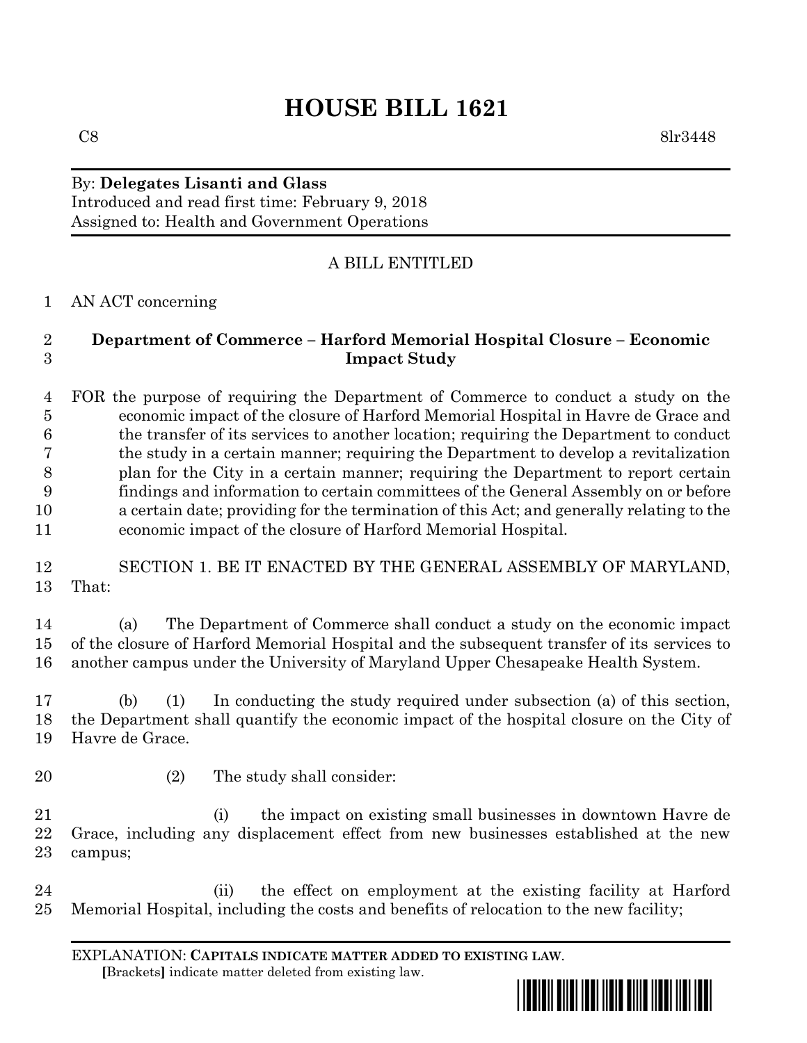# HOUSE BILL 1621

C8 8lr3448

By: **Delegates Lisanti and Glass**
Introduced and read first time: February 9, 2018
Assigned to: Health and Government Operations

A BILL ENTITLED

AN ACT concerning

**Department of Commerce – Harford Memorial Hospital Closure – Economic Impact Study**

FOR the purpose of requiring the Department of Commerce to conduct a study on the economic impact of the closure of Harford Memorial Hospital in Havre de Grace and the transfer of its services to another location; requiring the Department to conduct the study in a certain manner; requiring the Department to develop a revitalization plan for the City in a certain manner; requiring the Department to report certain findings and information to certain committees of the General Assembly on or before a certain date; providing for the termination of this Act; and generally relating to the economic impact of the closure of Harford Memorial Hospital.

SECTION 1. BE IT ENACTED BY THE GENERAL ASSEMBLY OF MARYLAND, That:

(a) The Department of Commerce shall conduct a study on the economic impact of the closure of Harford Memorial Hospital and the subsequent transfer of its services to another campus under the University of Maryland Upper Chesapeake Health System.

(b) (1) In conducting the study required under subsection (a) of this section, the Department shall quantify the economic impact of the hospital closure on the City of Havre de Grace.

(2) The study shall consider:

(i) the impact on existing small businesses in downtown Havre de Grace, including any displacement effect from new businesses established at the new campus;

(ii) the effect on employment at the existing facility at Harford Memorial Hospital, including the costs and benefits of relocation to the new facility;

EXPLANATION: **CAPITALS INDICATE MATTER ADDED TO EXISTING LAW.**
**[**Brackets**]** indicate matter deleted from existing law.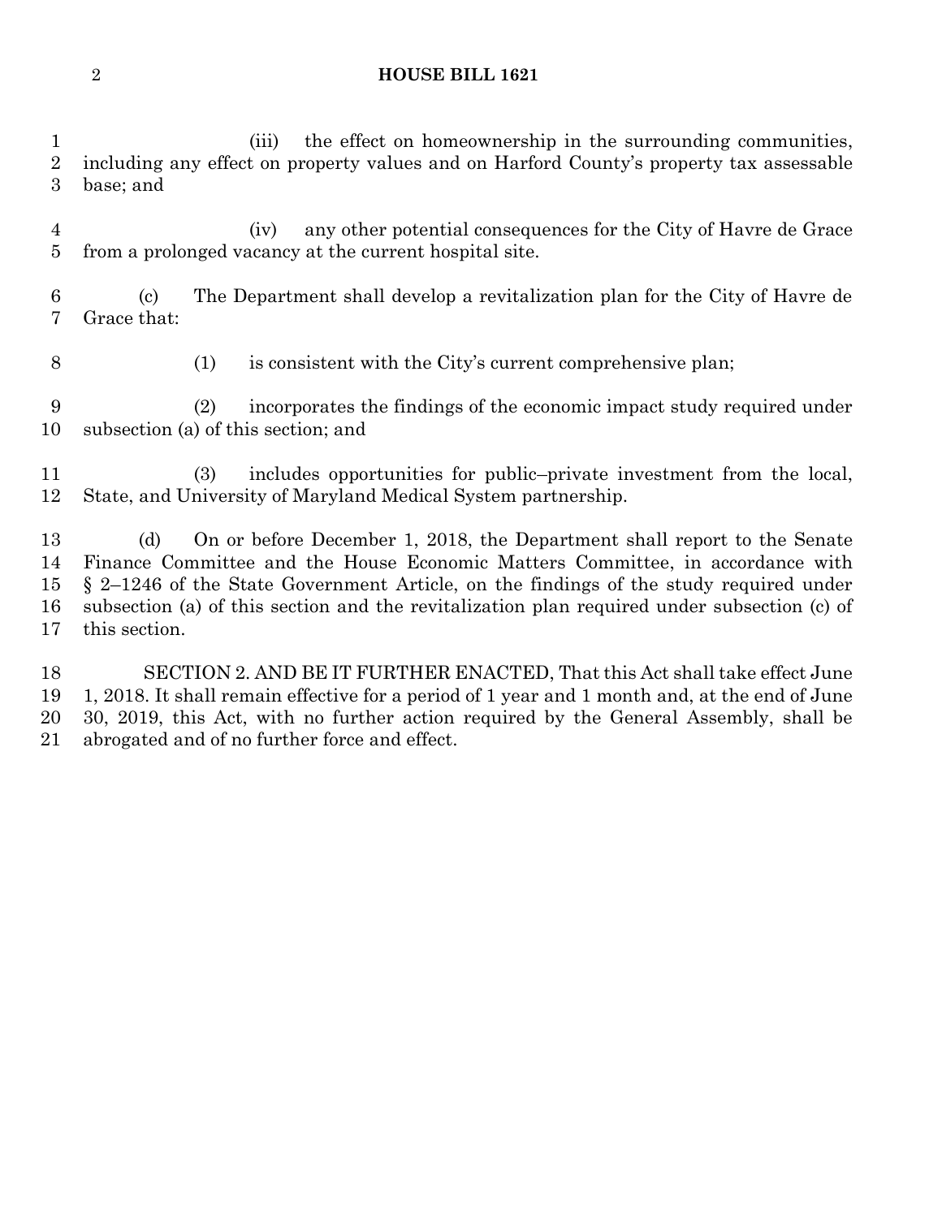(iii) the effect on homeownership in the surrounding communities, including any effect on property values and on Harford County's property tax assessable base; and

(iv) any other potential consequences for the City of Havre de Grace from a prolonged vacancy at the current hospital site.

(c) The Department shall develop a revitalization plan for the City of Havre de Grace that:

(1) is consistent with the City's current comprehensive plan;

(2) incorporates the findings of the economic impact study required under subsection (a) of this section; and

(3) includes opportunities for public–private investment from the local, State, and University of Maryland Medical System partnership.

(d) On or before December 1, 2018, the Department shall report to the Senate Finance Committee and the House Economic Matters Committee, in accordance with § 2–1246 of the State Government Article, on the findings of the study required under subsection (a) of this section and the revitalization plan required under subsection (c) of this section.

SECTION 2. AND BE IT FURTHER ENACTED, That this Act shall take effect June 1, 2018. It shall remain effective for a period of 1 year and 1 month and, at the end of June 30, 2019, this Act, with no further action required by the General Assembly, shall be abrogated and of no further force and effect.